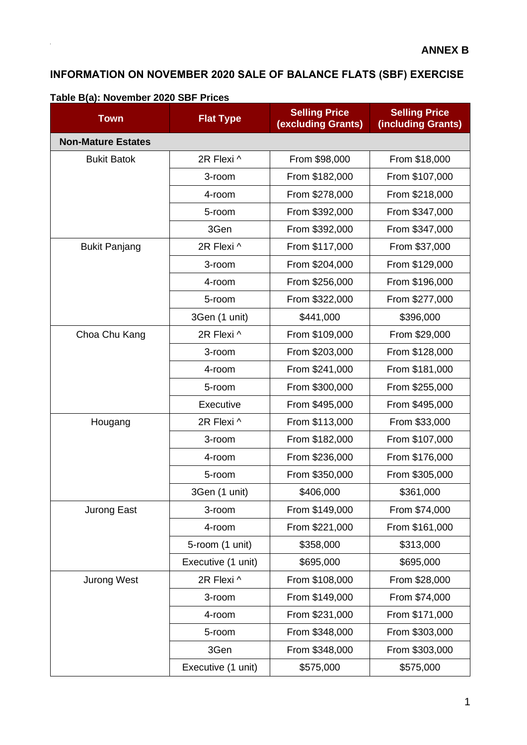**ANNEX B**

## INFORMATION ON NOVEMBER 2020 SALE OF BALANCE FLATS (SBF) EXERCISE

**Table B(a): November 2020 SBF Prices**

| Town | Flat Type | Selling Price (excluding Grants) | Selling Price (including Grants) |
|---|---|---|---|
| **Non-Mature Estates** | | | |
| Bukit Batok | 2R Flexi ^ | From $98,000 | From $18,000 |
| | 3-room | From $182,000 | From $107,000 |
| | 4-room | From $278,000 | From $218,000 |
| | 5-room | From $392,000 | From $347,000 |
| | 3Gen | From $392,000 | From $347,000 |
| Bukit Panjang | 2R Flexi ^ | From $117,000 | From $37,000 |
| | 3-room | From $204,000 | From $129,000 |
| | 4-room | From $256,000 | From $196,000 |
| | 5-room | From $322,000 | From $277,000 |
| | 3Gen (1 unit) | $441,000 | $396,000 |
| Choa Chu Kang | 2R Flexi ^ | From $109,000 | From $29,000 |
| | 3-room | From $203,000 | From $128,000 |
| | 4-room | From $241,000 | From $181,000 |
| | 5-room | From $300,000 | From $255,000 |
| | Executive | From $495,000 | From $495,000 |
| Hougang | 2R Flexi ^ | From $113,000 | From $33,000 |
| | 3-room | From $182,000 | From $107,000 |
| | 4-room | From $236,000 | From $176,000 |
| | 5-room | From $350,000 | From $305,000 |
| | 3Gen (1 unit) | $406,000 | $361,000 |
| Jurong East | 3-room | From $149,000 | From $74,000 |
| | 4-room | From $221,000 | From $161,000 |
| | 5-room (1 unit) | $358,000 | $313,000 |
| | Executive (1 unit) | $695,000 | $695,000 |
| Jurong West | 2R Flexi ^ | From $108,000 | From $28,000 |
| | 3-room | From $149,000 | From $74,000 |
| | 4-room | From $231,000 | From $171,000 |
| | 5-room | From $348,000 | From $303,000 |
| | 3Gen | From $348,000 | From $303,000 |
| | Executive (1 unit) | $575,000 | $575,000 |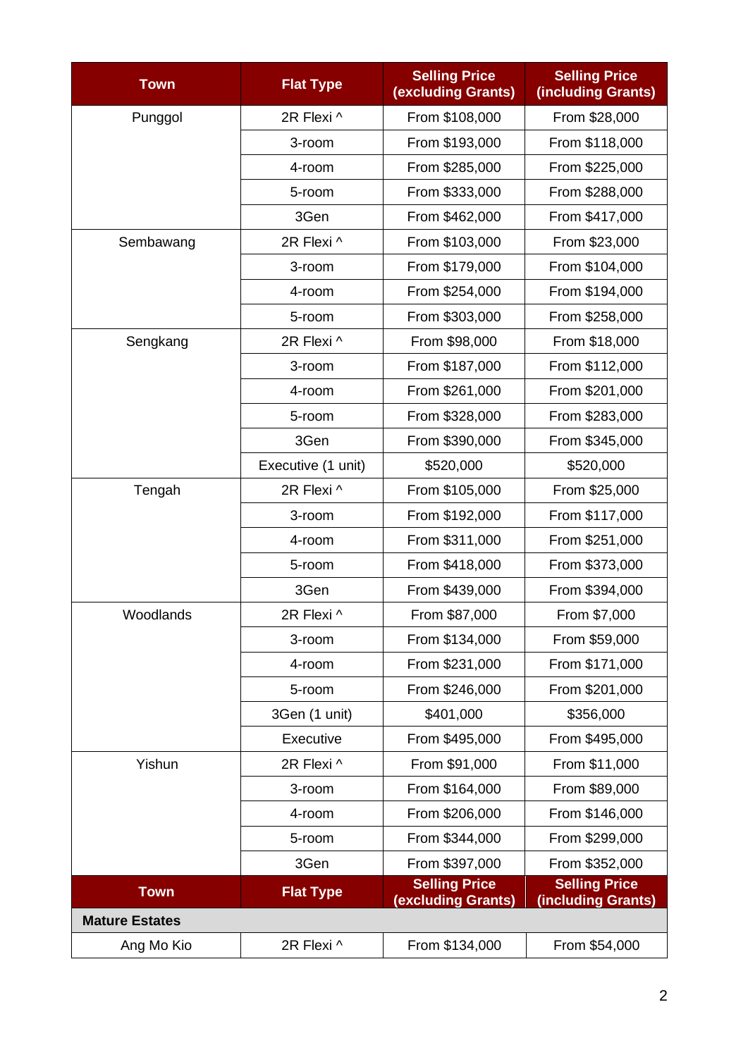| Town | Flat Type | Selling Price (excluding Grants) | Selling Price (including Grants) |
|---|---|---|---|
| Punggol | 2R Flexi ^ | From $108,000 | From $28,000 |
| | 3-room | From $193,000 | From $118,000 |
| | 4-room | From $285,000 | From $225,000 |
| | 5-room | From $333,000 | From $288,000 |
| | 3Gen | From $462,000 | From $417,000 |
| Sembawang | 2R Flexi ^ | From $103,000 | From $23,000 |
| | 3-room | From $179,000 | From $104,000 |
| | 4-room | From $254,000 | From $194,000 |
| | 5-room | From $303,000 | From $258,000 |
| Sengkang | 2R Flexi ^ | From $98,000 | From $18,000 |
| | 3-room | From $187,000 | From $112,000 |
| | 4-room | From $261,000 | From $201,000 |
| | 5-room | From $328,000 | From $283,000 |
| | 3Gen | From $390,000 | From $345,000 |
| | Executive (1 unit) | $520,000 | $520,000 |
| Tengah | 2R Flexi ^ | From $105,000 | From $25,000 |
| | 3-room | From $192,000 | From $117,000 |
| | 4-room | From $311,000 | From $251,000 |
| | 5-room | From $418,000 | From $373,000 |
| | 3Gen | From $439,000 | From $394,000 |
| Woodlands | 2R Flexi ^ | From $87,000 | From $7,000 |
| | 3-room | From $134,000 | From $59,000 |
| | 4-room | From $231,000 | From $171,000 |
| | 5-room | From $246,000 | From $201,000 |
| | 3Gen (1 unit) | $401,000 | $356,000 |
| | Executive | From $495,000 | From $495,000 |
| Yishun | 2R Flexi ^ | From $91,000 | From $11,000 |
| | 3-room | From $164,000 | From $89,000 |
| | 4-room | From $206,000 | From $146,000 |
| | 5-room | From $344,000 | From $299,000 |
| | 3Gen | From $397,000 | From $352,000 |

| Town | Flat Type | Selling Price (excluding Grants) | Selling Price (including Grants) |
|---|---|---|---|
| **Mature Estates** | | | |
| Ang Mo Kio | 2R Flexi ^ | From $134,000 | From $54,000 |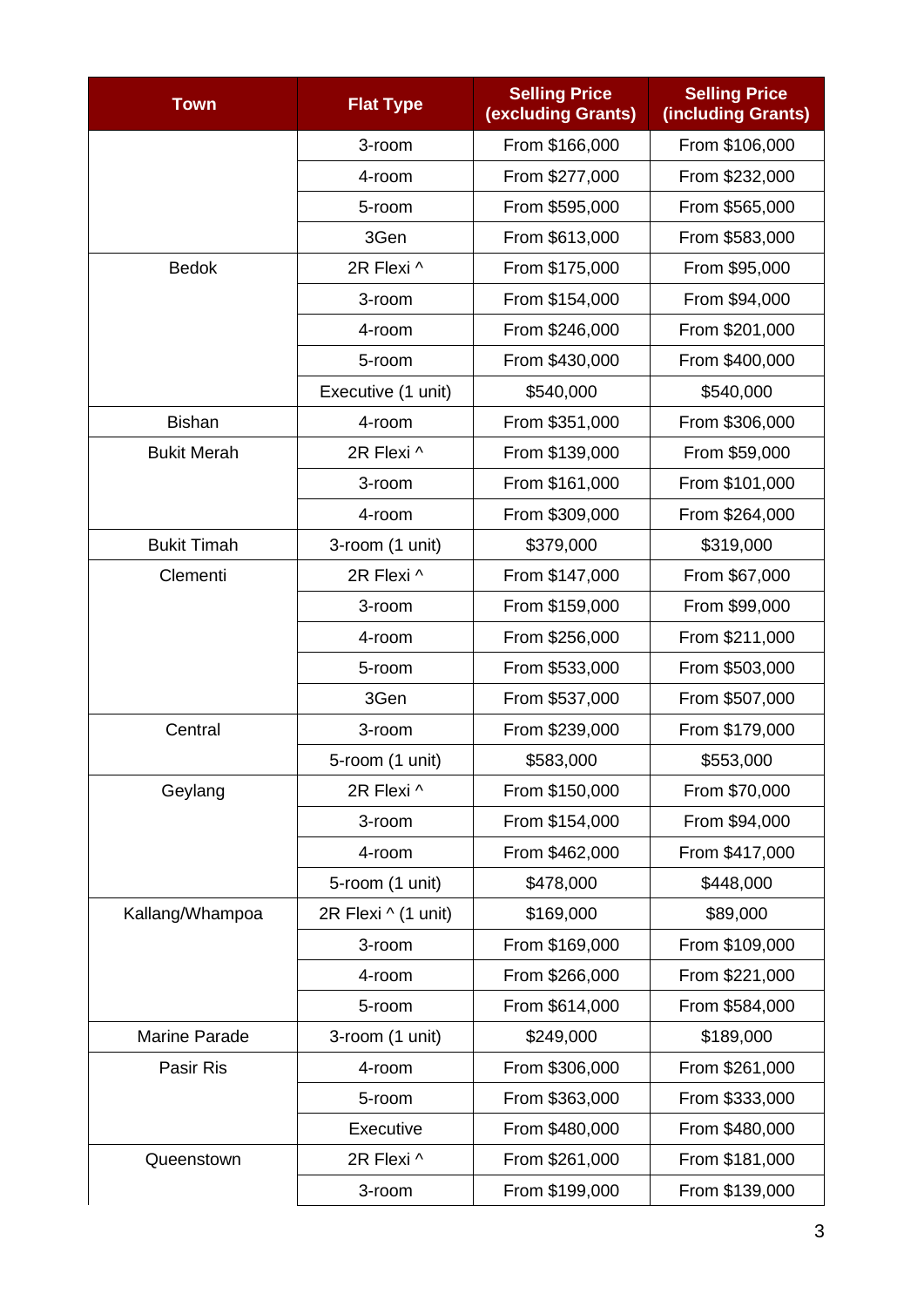| Town | Flat Type | Selling Price (excluding Grants) | Selling Price (including Grants) |
| --- | --- | --- | --- |
| | 3-room | From $166,000 | From $106,000 |
| | 4-room | From $277,000 | From $232,000 |
| | 5-room | From $595,000 | From $565,000 |
| | 3Gen | From $613,000 | From $583,000 |
| Bedok | 2R Flexi ^ | From $175,000 | From $95,000 |
| | 3-room | From $154,000 | From $94,000 |
| | 4-room | From $246,000 | From $201,000 |
| | 5-room | From $430,000 | From $400,000 |
| | Executive (1 unit) | $540,000 | $540,000 |
| Bishan | 4-room | From $351,000 | From $306,000 |
| Bukit Merah | 2R Flexi ^ | From $139,000 | From $59,000 |
| | 3-room | From $161,000 | From $101,000 |
| | 4-room | From $309,000 | From $264,000 |
| Bukit Timah | 3-room (1 unit) | $379,000 | $319,000 |
| Clementi | 2R Flexi ^ | From $147,000 | From $67,000 |
| | 3-room | From $159,000 | From $99,000 |
| | 4-room | From $256,000 | From $211,000 |
| | 5-room | From $533,000 | From $503,000 |
| | 3Gen | From $537,000 | From $507,000 |
| Central | 3-room | From $239,000 | From $179,000 |
| | 5-room (1 unit) | $583,000 | $553,000 |
| Geylang | 2R Flexi ^ | From $150,000 | From $70,000 |
| | 3-room | From $154,000 | From $94,000 |
| | 4-room | From $462,000 | From $417,000 |
| | 5-room (1 unit) | $478,000 | $448,000 |
| Kallang/Whampoa | 2R Flexi ^ (1 unit) | $169,000 | $89,000 |
| | 3-room | From $169,000 | From $109,000 |
| | 4-room | From $266,000 | From $221,000 |
| | 5-room | From $614,000 | From $584,000 |
| Marine Parade | 3-room (1 unit) | $249,000 | $189,000 |
| Pasir Ris | 4-room | From $306,000 | From $261,000 |
| | 5-room | From $363,000 | From $333,000 |
| | Executive | From $480,000 | From $480,000 |
| Queenstown | 2R Flexi ^ | From $261,000 | From $181,000 |
| | 3-room | From $199,000 | From $139,000 |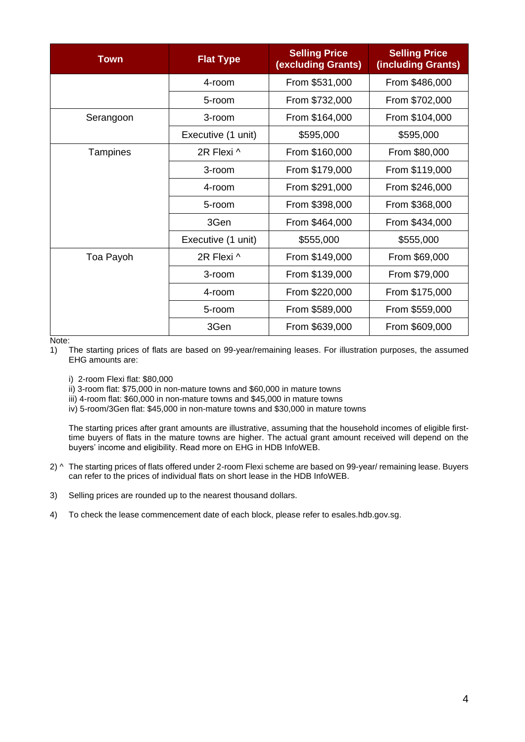| Town | Flat Type | Selling Price (excluding Grants) | Selling Price (including Grants) |
| --- | --- | --- | --- |
| | 4-room | From $531,000 | From $486,000 |
| | 5-room | From $732,000 | From $702,000 |
| Serangoon | 3-room | From $164,000 | From $104,000 |
| | Executive (1 unit) | $595,000 | $595,000 |
| Tampines | 2R Flexi ^ | From $160,000 | From $80,000 |
| | 3-room | From $179,000 | From $119,000 |
| | 4-room | From $291,000 | From $246,000 |
| | 5-room | From $398,000 | From $368,000 |
| | 3Gen | From $464,000 | From $434,000 |
| | Executive (1 unit) | $555,000 | $555,000 |
| Toa Payoh | 2R Flexi ^ | From $149,000 | From $69,000 |
| | 3-room | From $139,000 | From $79,000 |
| | 4-room | From $220,000 | From $175,000 |
| | 5-room | From $589,000 | From $559,000 |
| | 3Gen | From $639,000 | From $609,000 |

Note:

1) The starting prices of flats are based on 99-year/remaining leases. For illustration purposes, the assumed EHG amounts are:

   i) 2-room Flexi flat: $80,000
   ii) 3-room flat: $75,000 in non-mature towns and $60,000 in mature towns
   iii) 4-room flat: $60,000 in non-mature towns and $45,000 in mature towns
   iv) 5-room/3Gen flat: $45,000 in non-mature towns and $30,000 in mature towns

   The starting prices after grant amounts are illustrative, assuming that the household incomes of eligible first-time buyers of flats in the mature towns are higher. The actual grant amount received will depend on the buyers' income and eligibility. Read more on EHG in HDB InfoWEB.

2) ^ The starting prices of flats offered under 2-room Flexi scheme are based on 99-year/ remaining lease. Buyers can refer to the prices of individual flats on short lease in the HDB InfoWEB.

3) Selling prices are rounded up to the nearest thousand dollars.

4) To check the lease commencement date of each block, please refer to esales.hdb.gov.sg.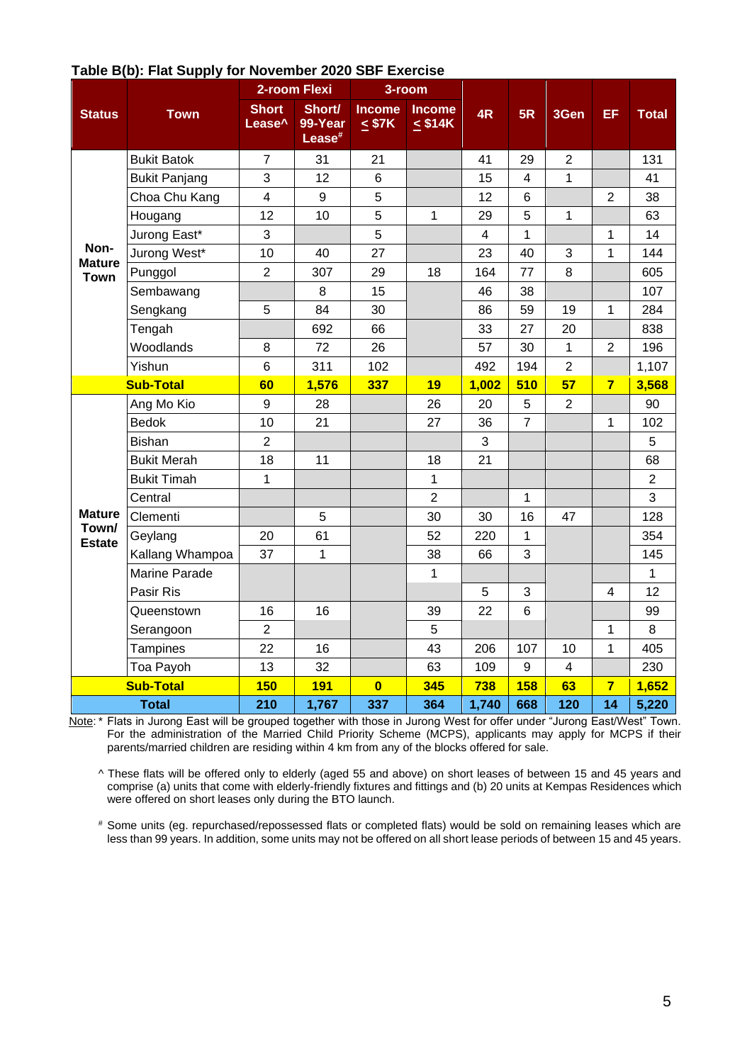**Table B(b): Flat Supply for November 2020 SBF Exercise**

| Status | Town | 2-room Flexi | | 3-room | | 4R | 5R | 3Gen | EF | Total |
|---|---|---|---|---|---|---|---|---|---|---|
| | | Short Lease^ | Short/ 99-Year Lease# | Income ≤ $7K | Income ≤ $14K | | | | | |
| Non-Mature Town | Bukit Batok | 7 | 31 | 21 | | 41 | 29 | 2 | | 131 |
| | Bukit Panjang | 3 | 12 | 6 | | 15 | 4 | 1 | | 41 |
| | Choa Chu Kang | 4 | 9 | 5 | | 12 | 6 | | 2 | 38 |
| | Hougang | 12 | 10 | 5 | 1 | 29 | 5 | 1 | | 63 |
| | Jurong East* | 3 | | 5 | | 4 | 1 | | 1 | 14 |
| | Jurong West* | 10 | 40 | 27 | | 23 | 40 | 3 | 1 | 144 |
| | Punggol | 2 | 307 | 29 | 18 | 164 | 77 | 8 | | 605 |
| | Sembawang | | 8 | 15 | | 46 | 38 | | | 107 |
| | Sengkang | 5 | 84 | 30 | | 86 | 59 | 19 | 1 | 284 |
| | Tengah | | 692 | 66 | | 33 | 27 | 20 | | 838 |
| | Woodlands | 8 | 72 | 26 | | 57 | 30 | 1 | 2 | 196 |
| | Yishun | 6 | 311 | 102 | | 492 | 194 | 2 | | 1,107 |
| **Sub-Total** | | **60** | **1,576** | **337** | **19** | **1,002** | **510** | **57** | **7** | **3,568** |
| Mature Town/ Estate | Ang Mo Kio | 9 | 28 | | 26 | 20 | 5 | 2 | | 90 |
| | Bedok | 10 | 21 | | 27 | 36 | 7 | | 1 | 102 |
| | Bishan | 2 | | | | 3 | | | | 5 |
| | Bukit Merah | 18 | 11 | | 18 | 21 | | | | 68 |
| | Bukit Timah | 1 | | | 1 | | | | | 2 |
| | Central | | | | 2 | | 1 | | | 3 |
| | Clementi | | 5 | | 30 | 30 | 16 | 47 | | 128 |
| | Geylang | 20 | 61 | | 52 | 220 | 1 | | | 354 |
| | Kallang Whampoa | 37 | 1 | | 38 | 66 | 3 | | | 145 |
| | Marine Parade | | | | 1 | | | | | 1 |
| | Pasir Ris | | | | | 5 | 3 | | 4 | 12 |
| | Queenstown | 16 | 16 | | 39 | 22 | 6 | | | 99 |
| | Serangoon | 2 | | | 5 | | | | 1 | 8 |
| | Tampines | 22 | 16 | | 43 | 206 | 107 | 10 | 1 | 405 |
| | Toa Payoh | 13 | 32 | | 63 | 109 | 9 | 4 | | 230 |
| **Sub-Total** | | **150** | **191** | **0** | **345** | **738** | **158** | **63** | **7** | **1,652** |
| **Total** | | **210** | **1,767** | **337** | **364** | **1,740** | **668** | **120** | **14** | **5,220** |

Note: * Flats in Jurong East will be grouped together with those in Jurong West for offer under "Jurong East/West" Town. For the administration of the Married Child Priority Scheme (MCPS), applicants may apply for MCPS if their parents/married children are residing within 4 km from any of the blocks offered for sale.

^ These flats will be offered only to elderly (aged 55 and above) on short leases of between 15 and 45 years and comprise (a) units that come with elderly-friendly fixtures and fittings and (b) 20 units at Kempas Residences which were offered on short leases only during the BTO launch.

# Some units (eg. repurchased/repossessed flats or completed flats) would be sold on remaining leases which are less than 99 years. In addition, some units may not be offered on all short lease periods of between 15 and 45 years.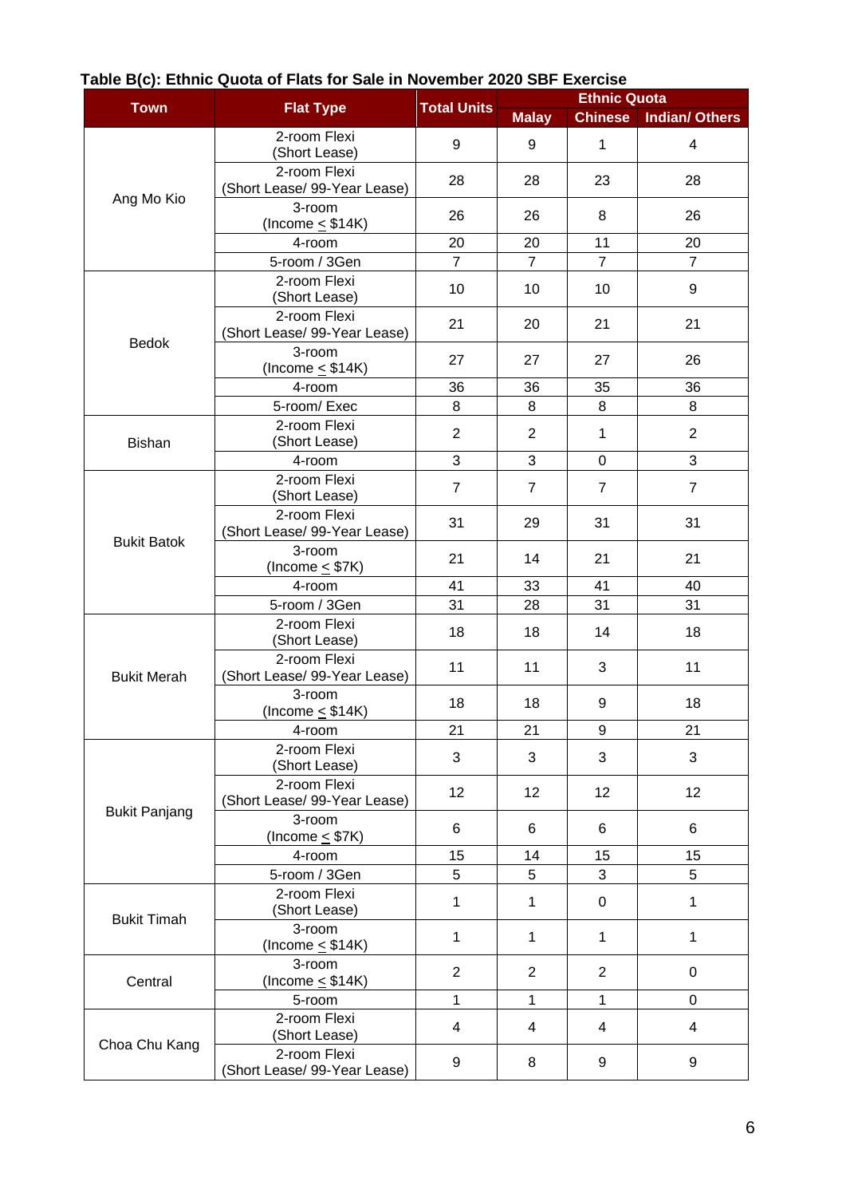**Table B(c): Ethnic Quota of Flats for Sale in November 2020 SBF Exercise**

| Town | Flat Type | Total Units | Ethnic Quota | | |
|---|---|---|---|---|---|
| | | | Malay | Chinese | Indian/ Others |
| Ang Mo Kio | 2-room Flexi (Short Lease) | 9 | 9 | 1 | 4 |
| | 2-room Flexi (Short Lease/ 99-Year Lease) | 28 | 28 | 23 | 28 |
| | 3-room (Income < $14K) | 26 | 26 | 8 | 26 |
| | 4-room | 20 | 20 | 11 | 20 |
| | 5-room / 3Gen | 7 | 7 | 7 | 7 |
| Bedok | 2-room Flexi (Short Lease) | 10 | 10 | 10 | 9 |
| | 2-room Flexi (Short Lease/ 99-Year Lease) | 21 | 20 | 21 | 21 |
| | 3-room (Income < $14K) | 27 | 27 | 27 | 26 |
| | 4-room | 36 | 36 | 35 | 36 |
| | 5-room/ Exec | 8 | 8 | 8 | 8 |
| Bishan | 2-room Flexi (Short Lease) | 2 | 2 | 1 | 2 |
| | 4-room | 3 | 3 | 0 | 3 |
| Bukit Batok | 2-room Flexi (Short Lease) | 7 | 7 | 7 | 7 |
| | 2-room Flexi (Short Lease/ 99-Year Lease) | 31 | 29 | 31 | 31 |
| | 3-room (Income < $7K) | 21 | 14 | 21 | 21 |
| | 4-room | 41 | 33 | 41 | 40 |
| | 5-room / 3Gen | 31 | 28 | 31 | 31 |
| Bukit Merah | 2-room Flexi (Short Lease) | 18 | 18 | 14 | 18 |
| | 2-room Flexi (Short Lease/ 99-Year Lease) | 11 | 11 | 3 | 11 |
| | 3-room (Income < $14K) | 18 | 18 | 9 | 18 |
| | 4-room | 21 | 21 | 9 | 21 |
| Bukit Panjang | 2-room Flexi (Short Lease) | 3 | 3 | 3 | 3 |
| | 2-room Flexi (Short Lease/ 99-Year Lease) | 12 | 12 | 12 | 12 |
| | 3-room (Income < $7K) | 6 | 6 | 6 | 6 |
| | 4-room | 15 | 14 | 15 | 15 |
| | 5-room / 3Gen | 5 | 5 | 3 | 5 |
| Bukit Timah | 2-room Flexi (Short Lease) | 1 | 1 | 0 | 1 |
| | 3-room (Income < $14K) | 1 | 1 | 1 | 1 |
| Central | 3-room (Income < $14K) | 2 | 2 | 2 | 0 |
| | 5-room | 1 | 1 | 1 | 0 |
| Choa Chu Kang | 2-room Flexi (Short Lease) | 4 | 4 | 4 | 4 |
| | 2-room Flexi (Short Lease/ 99-Year Lease) | 9 | 8 | 9 | 9 |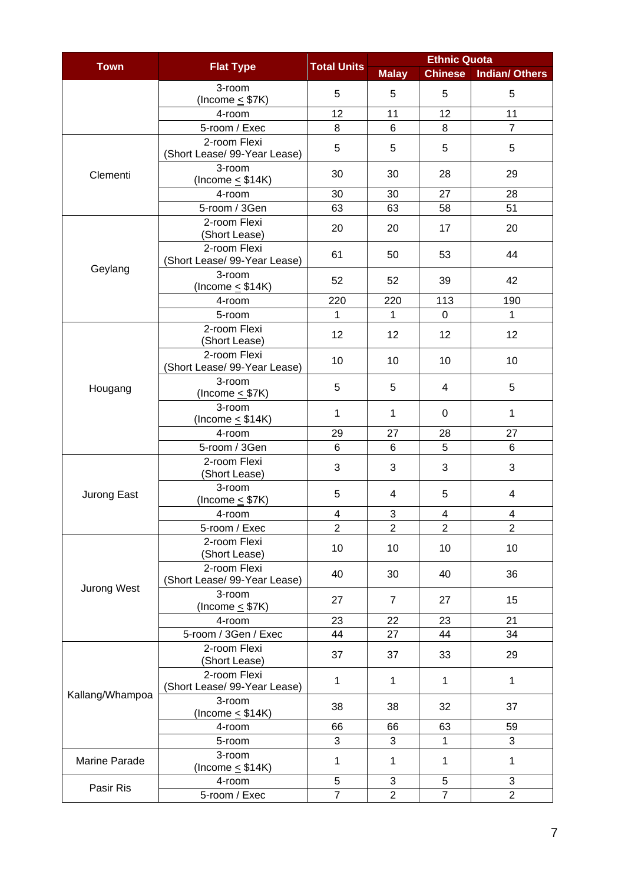| Town | Flat Type | Total Units | Ethnic Quota | | |
|---|---|---|---|---|---|
| | | | Malay | Chinese | Indian/ Others |
| | 3-room (Income ≤ $7K) | 5 | 5 | 5 | 5 |
| | 4-room | 12 | 11 | 12 | 11 |
| | 5-room / Exec | 8 | 6 | 8 | 7 |
| Clementi | 2-room Flexi (Short Lease/ 99-Year Lease) | 5 | 5 | 5 | 5 |
| | 3-room (Income ≤ $14K) | 30 | 30 | 28 | 29 |
| | 4-room | 30 | 30 | 27 | 28 |
| | 5-room / 3Gen | 63 | 63 | 58 | 51 |
| Geylang | 2-room Flexi (Short Lease) | 20 | 20 | 17 | 20 |
| | 2-room Flexi (Short Lease/ 99-Year Lease) | 61 | 50 | 53 | 44 |
| | 3-room (Income ≤ $14K) | 52 | 52 | 39 | 42 |
| | 4-room | 220 | 220 | 113 | 190 |
| | 5-room | 1 | 1 | 0 | 1 |
| Hougang | 2-room Flexi (Short Lease) | 12 | 12 | 12 | 12 |
| | 2-room Flexi (Short Lease/ 99-Year Lease) | 10 | 10 | 10 | 10 |
| | 3-room (Income ≤ $7K) | 5 | 5 | 4 | 5 |
| | 3-room (Income ≤ $14K) | 1 | 1 | 0 | 1 |
| | 4-room | 29 | 27 | 28 | 27 |
| | 5-room / 3Gen | 6 | 6 | 5 | 6 |
| Jurong East | 2-room Flexi (Short Lease) | 3 | 3 | 3 | 3 |
| | 3-room (Income ≤ $7K) | 5 | 4 | 5 | 4 |
| | 4-room | 4 | 3 | 4 | 4 |
| | 5-room / Exec | 2 | 2 | 2 | 2 |
| Jurong West | 2-room Flexi (Short Lease) | 10 | 10 | 10 | 10 |
| | 2-room Flexi (Short Lease/ 99-Year Lease) | 40 | 30 | 40 | 36 |
| | 3-room (Income ≤ $7K) | 27 | 7 | 27 | 15 |
| | 4-room | 23 | 22 | 23 | 21 |
| | 5-room / 3Gen / Exec | 44 | 27 | 44 | 34 |
| Kallang/Whampoa | 2-room Flexi (Short Lease) | 37 | 37 | 33 | 29 |
| | 2-room Flexi (Short Lease/ 99-Year Lease) | 1 | 1 | 1 | 1 |
| | 3-room (Income ≤ $14K) | 38 | 38 | 32 | 37 |
| | 4-room | 66 | 66 | 63 | 59 |
| | 5-room | 3 | 3 | 1 | 3 |
| Marine Parade | 3-room (Income ≤ $14K) | 1 | 1 | 1 | 1 |
| Pasir Ris | 4-room | 5 | 3 | 5 | 3 |
| | 5-room / Exec | 7 | 2 | 7 | 2 |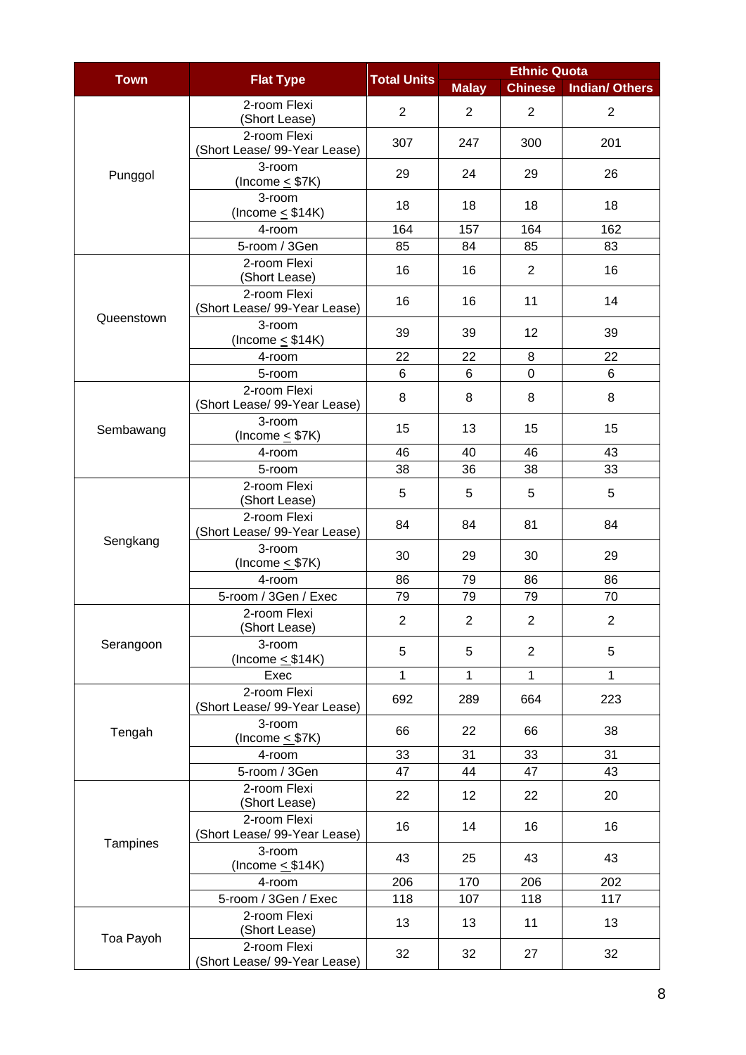| Town | Flat Type | Total Units | Ethnic Quota | | |
|---|---|---|---|---|---|
| | | | Malay | Chinese | Indian/ Others |
| Punggol | 2-room Flexi (Short Lease) | 2 | 2 | 2 | 2 |
| | 2-room Flexi (Short Lease/ 99-Year Lease) | 307 | 247 | 300 | 201 |
| | 3-room (Income ≤ $7K) | 29 | 24 | 29 | 26 |
| | 3-room (Income ≤ $14K) | 18 | 18 | 18 | 18 |
| | 4-room | 164 | 157 | 164 | 162 |
| | 5-room / 3Gen | 85 | 84 | 85 | 83 |
| Queenstown | 2-room Flexi (Short Lease) | 16 | 16 | 2 | 16 |
| | 2-room Flexi (Short Lease/ 99-Year Lease) | 16 | 16 | 11 | 14 |
| | 3-room (Income ≤ $14K) | 39 | 39 | 12 | 39 |
| | 4-room | 22 | 22 | 8 | 22 |
| | 5-room | 6 | 6 | 0 | 6 |
| Sembawang | 2-room Flexi (Short Lease/ 99-Year Lease) | 8 | 8 | 8 | 8 |
| | 3-room (Income ≤ $7K) | 15 | 13 | 15 | 15 |
| | 4-room | 46 | 40 | 46 | 43 |
| | 5-room | 38 | 36 | 38 | 33 |
| Sengkang | 2-room Flexi (Short Lease) | 5 | 5 | 5 | 5 |
| | 2-room Flexi (Short Lease/ 99-Year Lease) | 84 | 84 | 81 | 84 |
| | 3-room (Income ≤ $7K) | 30 | 29 | 30 | 29 |
| | 4-room | 86 | 79 | 86 | 86 |
| | 5-room / 3Gen / Exec | 79 | 79 | 79 | 70 |
| Serangoon | 2-room Flexi (Short Lease) | 2 | 2 | 2 | 2 |
| | 3-room (Income ≤ $14K) | 5 | 5 | 2 | 5 |
| | Exec | 1 | 1 | 1 | 1 |
| Tengah | 2-room Flexi (Short Lease/ 99-Year Lease) | 692 | 289 | 664 | 223 |
| | 3-room (Income ≤ $7K) | 66 | 22 | 66 | 38 |
| | 4-room | 33 | 31 | 33 | 31 |
| | 5-room / 3Gen | 47 | 44 | 47 | 43 |
| Tampines | 2-room Flexi (Short Lease) | 22 | 12 | 22 | 20 |
| | 2-room Flexi (Short Lease/ 99-Year Lease) | 16 | 14 | 16 | 16 |
| | 3-room (Income ≤ $14K) | 43 | 25 | 43 | 43 |
| | 4-room | 206 | 170 | 206 | 202 |
| | 5-room / 3Gen / Exec | 118 | 107 | 118 | 117 |
| Toa Payoh | 2-room Flexi (Short Lease) | 13 | 13 | 11 | 13 |
| | 2-room Flexi (Short Lease/ 99-Year Lease) | 32 | 32 | 27 | 32 |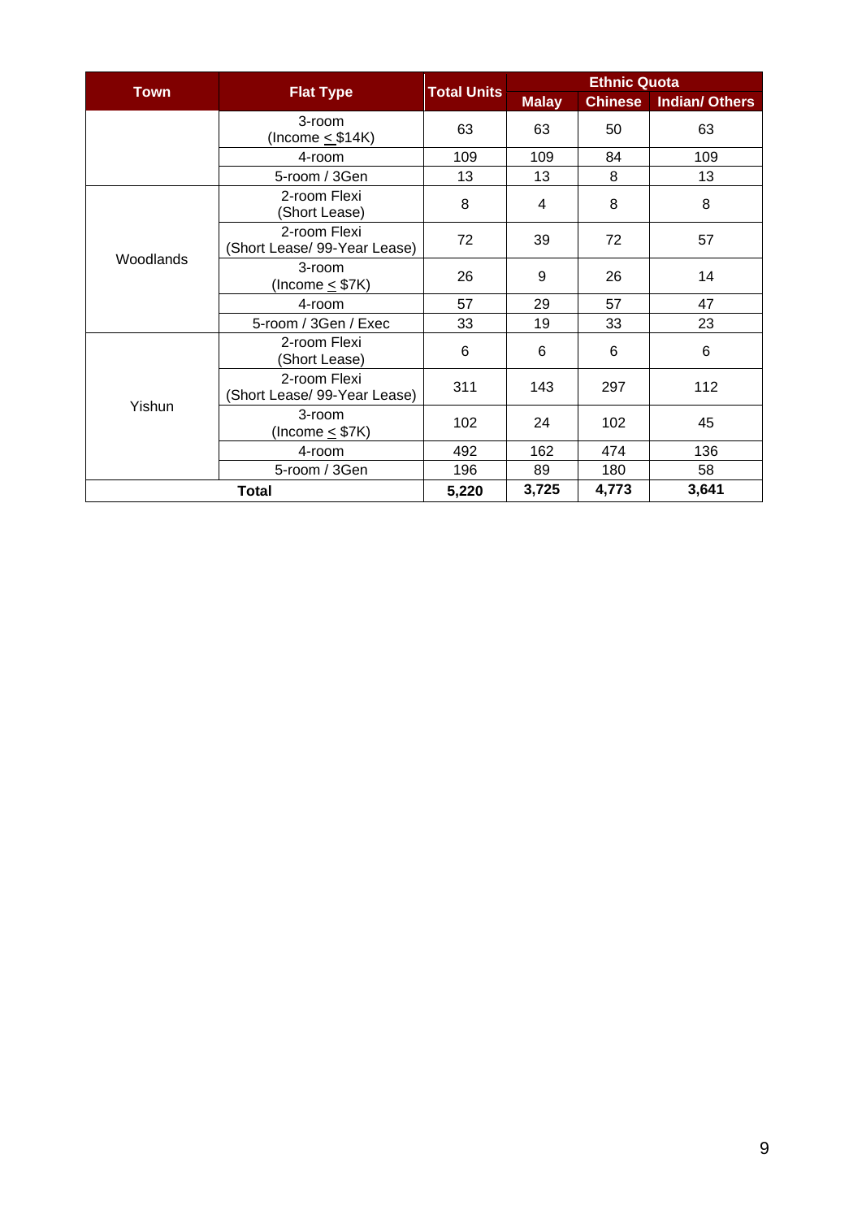| Town | Flat Type | Total Units | Ethnic Quota | | |
|---|---|---|---|---|---|
| | | | Malay | Chinese | Indian/ Others |
| | 3-room (Income ≤ $14K) | 63 | 63 | 50 | 63 |
| | 4-room | 109 | 109 | 84 | 109 |
| | 5-room / 3Gen | 13 | 13 | 8 | 13 |
| Woodlands | 2-room Flexi (Short Lease) | 8 | 4 | 8 | 8 |
| | 2-room Flexi (Short Lease/ 99-Year Lease) | 72 | 39 | 72 | 57 |
| | 3-room (Income ≤ $7K) | 26 | 9 | 26 | 14 |
| | 4-room | 57 | 29 | 57 | 47 |
| | 5-room / 3Gen / Exec | 33 | 19 | 33 | 23 |
| Yishun | 2-room Flexi (Short Lease) | 6 | 6 | 6 | 6 |
| | 2-room Flexi (Short Lease/ 99-Year Lease) | 311 | 143 | 297 | 112 |
| | 3-room (Income ≤ $7K) | 102 | 24 | 102 | 45 |
| | 4-room | 492 | 162 | 474 | 136 |
| | 5-room / 3Gen | 196 | 89 | 180 | 58 |
| **Total** | | **5,220** | **3,725** | **4,773** | **3,641** |